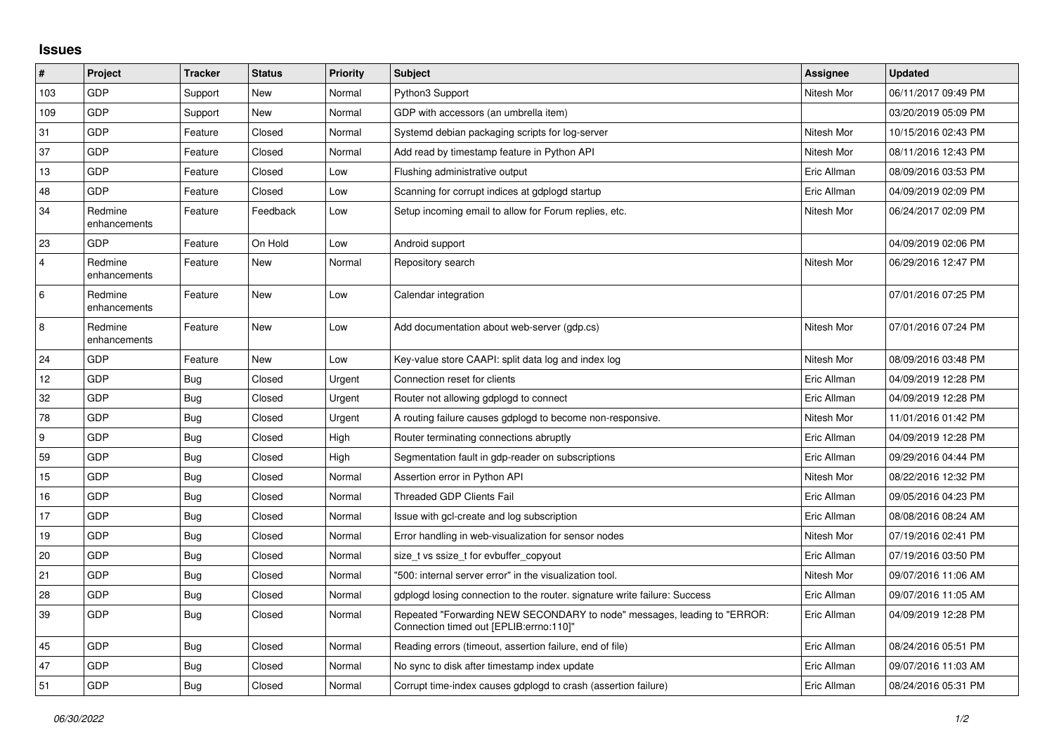## Issues

| # | Project | Tracker | Status | Priority | Subject | Assignee | Updated |
|---|---|---|---|---|---|---|---|
| 103 | GDP | Support | New | Normal | Python3 Support | Nitesh Mor | 06/11/2017 09:49 PM |
| 109 | GDP | Support | New | Normal | GDP with accessors (an umbrella item) | | 03/20/2019 05:09 PM |
| 31 | GDP | Feature | Closed | Normal | Systemd debian packaging scripts for log-server | Nitesh Mor | 10/15/2016 02:43 PM |
| 37 | GDP | Feature | Closed | Normal | Add read by timestamp feature in Python API | Nitesh Mor | 08/11/2016 12:43 PM |
| 13 | GDP | Feature | Closed | Low | Flushing administrative output | Eric Allman | 08/09/2016 03:53 PM |
| 48 | GDP | Feature | Closed | Low | Scanning for corrupt indices at gdplogd startup | Eric Allman | 04/09/2019 02:09 PM |
| 34 | Redmine enhancements | Feature | Feedback | Low | Setup incoming email to allow for Forum replies, etc. | Nitesh Mor | 06/24/2017 02:09 PM |
| 23 | GDP | Feature | On Hold | Low | Android support | | 04/09/2019 02:06 PM |
| 4 | Redmine enhancements | Feature | New | Normal | Repository search | Nitesh Mor | 06/29/2016 12:47 PM |
| 6 | Redmine enhancements | Feature | New | Low | Calendar integration | | 07/01/2016 07:25 PM |
| 8 | Redmine enhancements | Feature | New | Low | Add documentation about web-server (gdp.cs) | Nitesh Mor | 07/01/2016 07:24 PM |
| 24 | GDP | Feature | New | Low | Key-value store CAAPI: split data log and index log | Nitesh Mor | 08/09/2016 03:48 PM |
| 12 | GDP | Bug | Closed | Urgent | Connection reset for clients | Eric Allman | 04/09/2019 12:28 PM |
| 32 | GDP | Bug | Closed | Urgent | Router not allowing gdplogd to connect | Eric Allman | 04/09/2019 12:28 PM |
| 78 | GDP | Bug | Closed | Urgent | A routing failure causes gdplogd to become non-responsive. | Nitesh Mor | 11/01/2016 01:42 PM |
| 9 | GDP | Bug | Closed | High | Router terminating connections abruptly | Eric Allman | 04/09/2019 12:28 PM |
| 59 | GDP | Bug | Closed | High | Segmentation fault in gdp-reader on subscriptions | Eric Allman | 09/29/2016 04:44 PM |
| 15 | GDP | Bug | Closed | Normal | Assertion error in Python API | Nitesh Mor | 08/22/2016 12:32 PM |
| 16 | GDP | Bug | Closed | Normal | Threaded GDP Clients Fail | Eric Allman | 09/05/2016 04:23 PM |
| 17 | GDP | Bug | Closed | Normal | Issue with gcl-create and log subscription | Eric Allman | 08/08/2016 08:24 AM |
| 19 | GDP | Bug | Closed | Normal | Error handling in web-visualization for sensor nodes | Nitesh Mor | 07/19/2016 02:41 PM |
| 20 | GDP | Bug | Closed | Normal | size_t vs ssize_t for evbuffer_copyout | Eric Allman | 07/19/2016 03:50 PM |
| 21 | GDP | Bug | Closed | Normal | "500: internal server error" in the visualization tool. | Nitesh Mor | 09/07/2016 11:06 AM |
| 28 | GDP | Bug | Closed | Normal | gdplogd losing connection to the router. signature write failure: Success | Eric Allman | 09/07/2016 11:05 AM |
| 39 | GDP | Bug | Closed | Normal | Repeated "Forwarding NEW SECONDARY to node" messages, leading to "ERROR: Connection timed out [EPLIB:errno:110]" | Eric Allman | 04/09/2019 12:28 PM |
| 45 | GDP | Bug | Closed | Normal | Reading errors (timeout, assertion failure, end of file) | Eric Allman | 08/24/2016 05:51 PM |
| 47 | GDP | Bug | Closed | Normal | No sync to disk after timestamp index update | Eric Allman | 09/07/2016 11:03 AM |
| 51 | GDP | Bug | Closed | Normal | Corrupt time-index causes gdplogd to crash (assertion failure) | Eric Allman | 08/24/2016 05:31 PM |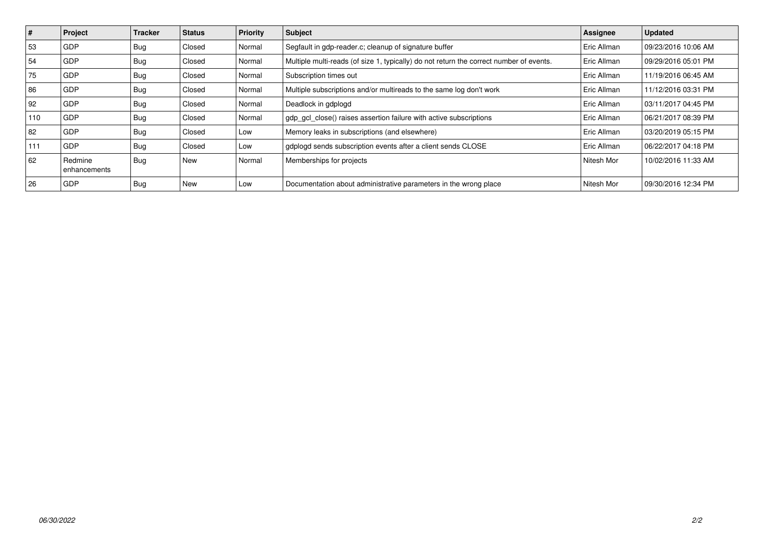| # | Project | Tracker | Status | Priority | Subject | Assignee | Updated |
|---|---|---|---|---|---|---|---|
| 53 | GDP | Bug | Closed | Normal | Segfault in gdp-reader.c; cleanup of signature buffer | Eric Allman | 09/23/2016 10:06 AM |
| 54 | GDP | Bug | Closed | Normal | Multiple multi-reads (of size 1, typically) do not return the correct number of events. | Eric Allman | 09/29/2016 05:01 PM |
| 75 | GDP | Bug | Closed | Normal | Subscription times out | Eric Allman | 11/19/2016 06:45 AM |
| 86 | GDP | Bug | Closed | Normal | Multiple subscriptions and/or multireads to the same log don't work | Eric Allman | 11/12/2016 03:31 PM |
| 92 | GDP | Bug | Closed | Normal | Deadlock in gdplogd | Eric Allman | 03/11/2017 04:45 PM |
| 110 | GDP | Bug | Closed | Normal | gdp_gcl_close() raises assertion failure with active subscriptions | Eric Allman | 06/21/2017 08:39 PM |
| 82 | GDP | Bug | Closed | Low | Memory leaks in subscriptions (and elsewhere) | Eric Allman | 03/20/2019 05:15 PM |
| 111 | GDP | Bug | Closed | Low | gdplogd sends subscription events after a client sends CLOSE | Eric Allman | 06/22/2017 04:18 PM |
| 62 | Redmine enhancements | Bug | New | Normal | Memberships for projects | Nitesh Mor | 10/02/2016 11:33 AM |
| 26 | GDP | Bug | New | Low | Documentation about administrative parameters in the wrong place | Nitesh Mor | 09/30/2016 12:34 PM |